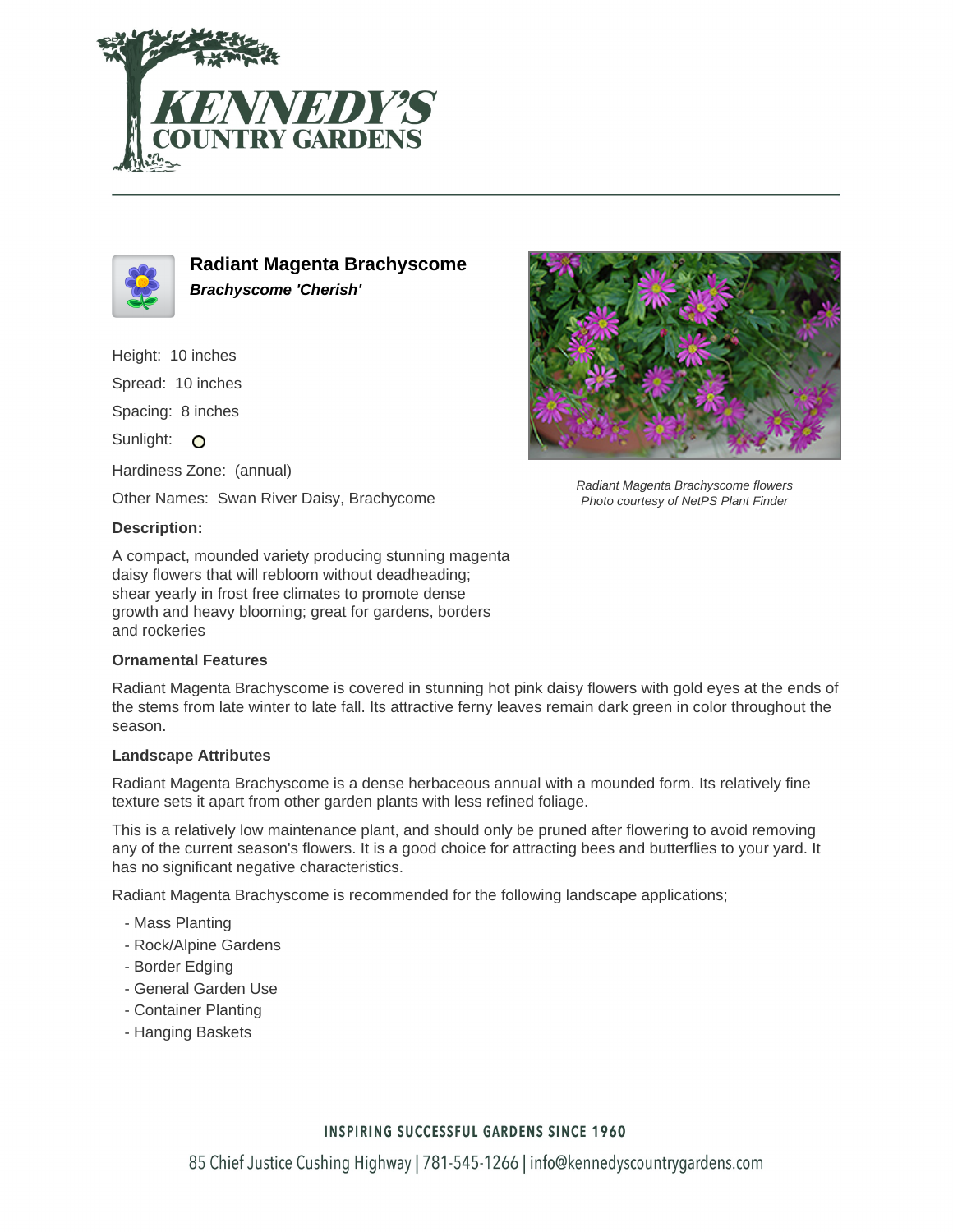# Radiant Magenta Brachyscome

***Brachyscome 'Cherish'***

Height: 10 inches

Spread: 10 inches

Spacing: 8 inches

Sunlight: ○

Hardiness Zone: (annual)

Other Names: Swan River Daisy, Brachycome

Radiant Magenta Brachyscome flowers
Photo courtesy of NetPS Plant Finder

### Description:

A compact, mounded variety producing stunning magenta daisy flowers that will rebloom without deadheading; shear yearly in frost free climates to promote dense growth and heavy blooming; great for gardens, borders and rockeries

### Ornamental Features

Radiant Magenta Brachyscome is covered in stunning hot pink daisy flowers with gold eyes at the ends of the stems from late winter to late fall. Its attractive ferny leaves remain dark green in color throughout the season.

### Landscape Attributes

Radiant Magenta Brachyscome is a dense herbaceous annual with a mounded form. Its relatively fine texture sets it apart from other garden plants with less refined foliage.

This is a relatively low maintenance plant, and should only be pruned after flowering to avoid removing any of the current season's flowers. It is a good choice for attracting bees and butterflies to your yard. It has no significant negative characteristics.

Radiant Magenta Brachyscome is recommended for the following landscape applications;

- Mass Planting
- Rock/Alpine Gardens
- Border Edging
- General Garden Use
- Container Planting
- Hanging Baskets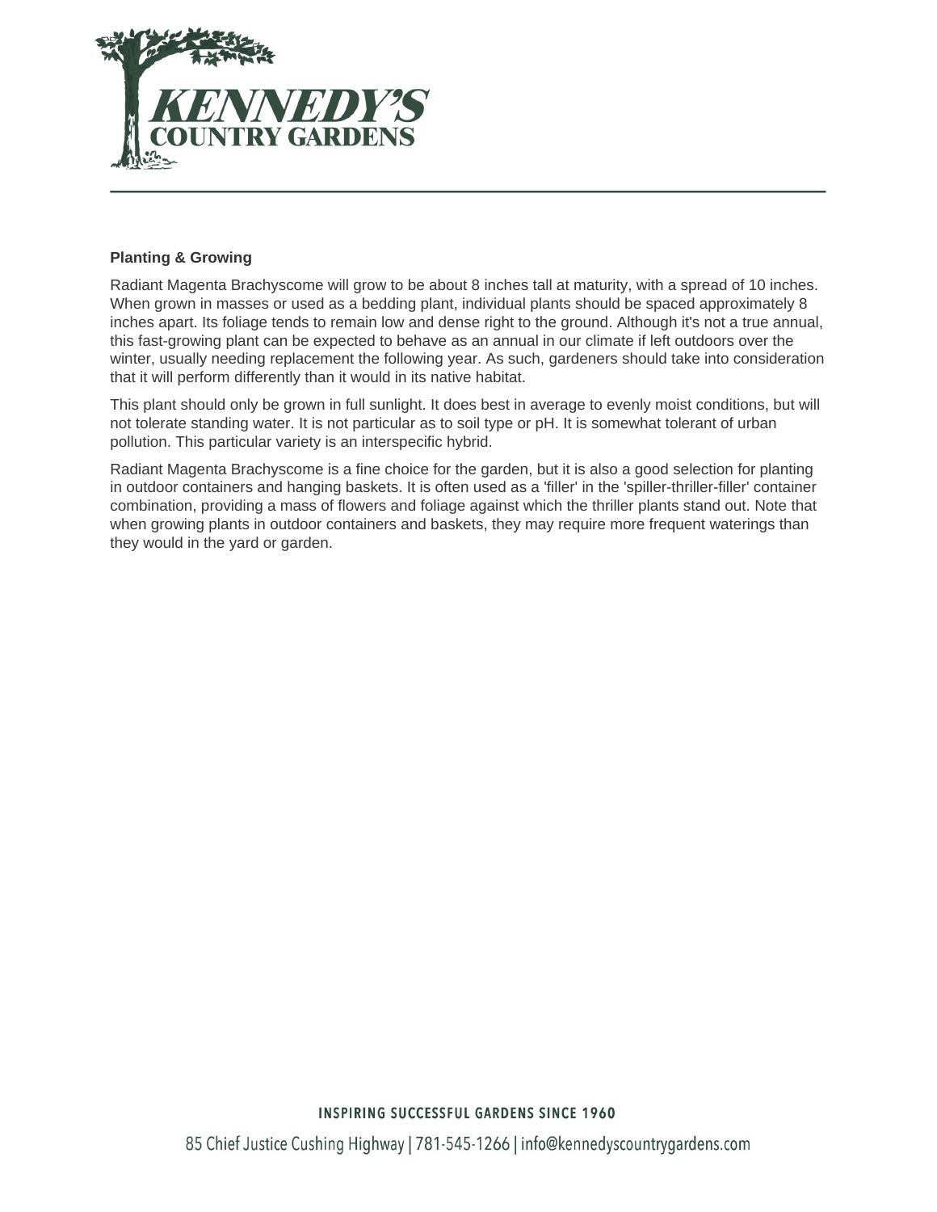**Planting & Growing**

Radiant Magenta Brachyscome will grow to be about 8 inches tall at maturity, with a spread of 10 inches. When grown in masses or used as a bedding plant, individual plants should be spaced approximately 8 inches apart. Its foliage tends to remain low and dense right to the ground. Although it's not a true annual, this fast-growing plant can be expected to behave as an annual in our climate if left outdoors over the winter, usually needing replacement the following year. As such, gardeners should take into consideration that it will perform differently than it would in its native habitat.

This plant should only be grown in full sunlight. It does best in average to evenly moist conditions, but will not tolerate standing water. It is not particular as to soil type or pH. It is somewhat tolerant of urban pollution. This particular variety is an interspecific hybrid.

Radiant Magenta Brachyscome is a fine choice for the garden, but it is also a good selection for planting in outdoor containers and hanging baskets. It is often used as a 'filler' in the 'spiller-thriller-filler' container combination, providing a mass of flowers and foliage against which the thriller plants stand out. Note that when growing plants in outdoor containers and baskets, they may require more frequent waterings than they would in the yard or garden.